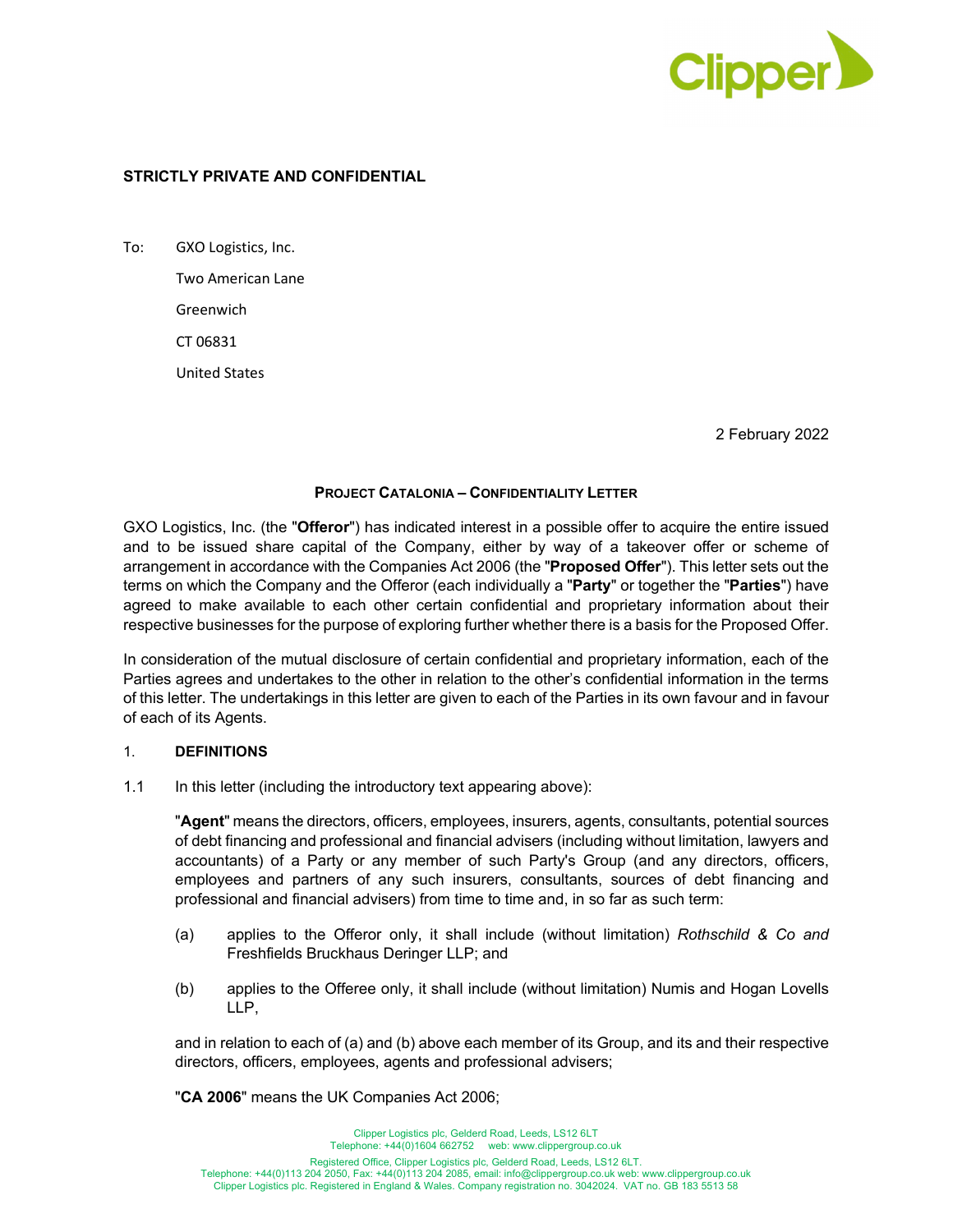**STRICTLY PRIVATE AND CONFIDENTIAL**

To: GXO Logistics, Inc.
Two American Lane
Greenwich
CT 06831
United States

2 February 2022

**PROJECT CATALONIA – CONFIDENTIALITY LETTER**

GXO Logistics, Inc. (the "**Offeror**") has indicated interest in a possible offer to acquire the entire issued and to be issued share capital of the Company, either by way of a takeover offer or scheme of arrangement in accordance with the Companies Act 2006 (the "**Proposed Offer**"). This letter sets out the terms on which the Company and the Offeror (each individually a "**Party**" or together the "**Parties**") have agreed to make available to each other certain confidential and proprietary information about their respective businesses for the purpose of exploring further whether there is a basis for the Proposed Offer.

In consideration of the mutual disclosure of certain confidential and proprietary information, each of the Parties agrees and undertakes to the other in relation to the other's confidential information in the terms of this letter. The undertakings in this letter are given to each of the Parties in its own favour and in favour of each of its Agents.

1. **DEFINITIONS**

1.1 In this letter (including the introductory text appearing above):

"**Agent**" means the directors, officers, employees, insurers, agents, consultants, potential sources of debt financing and professional and financial advisers (including without limitation, lawyers and accountants) of a Party or any member of such Party's Group (and any directors, officers, employees and partners of any such insurers, consultants, sources of debt financing and professional and financial advisers) from time to time and, in so far as such term:

(a) applies to the Offeror only, it shall include (without limitation) *Rothschild & Co and* Freshfields Bruckhaus Deringer LLP; and

(b) applies to the Offeree only, it shall include (without limitation) Numis and Hogan Lovells LLP,

and in relation to each of (a) and (b) above each member of its Group, and its and their respective directors, officers, employees, agents and professional advisers;

"**CA 2006**" means the UK Companies Act 2006;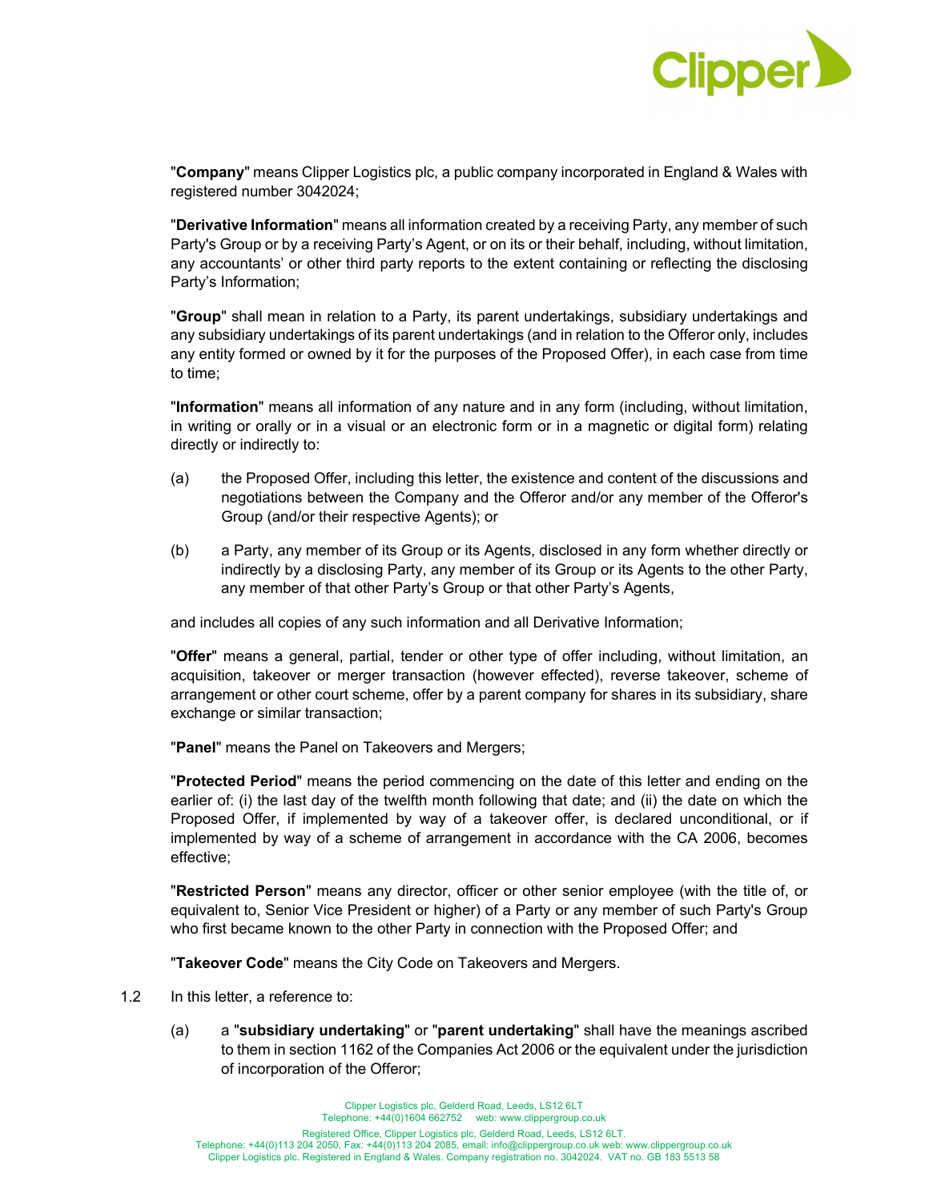"**Company**" means Clipper Logistics plc, a public company incorporated in England & Wales with registered number 3042024;

"**Derivative Information**" means all information created by a receiving Party, any member of such Party's Group or by a receiving Party's Agent, or on its or their behalf, including, without limitation, any accountants' or other third party reports to the extent containing or reflecting the disclosing Party's Information;

"**Group**" shall mean in relation to a Party, its parent undertakings, subsidiary undertakings and any subsidiary undertakings of its parent undertakings (and in relation to the Offeror only, includes any entity formed or owned by it for the purposes of the Proposed Offer), in each case from time to time;

"**Information**" means all information of any nature and in any form (including, without limitation, in writing or orally or in a visual or an electronic form or in a magnetic or digital form) relating directly or indirectly to:

(a) the Proposed Offer, including this letter, the existence and content of the discussions and negotiations between the Company and the Offeror and/or any member of the Offeror's Group (and/or their respective Agents); or

(b) a Party, any member of its Group or its Agents, disclosed in any form whether directly or indirectly by a disclosing Party, any member of its Group or its Agents to the other Party, any member of that other Party's Group or that other Party's Agents,

and includes all copies of any such information and all Derivative Information;

"**Offer**" means a general, partial, tender or other type of offer including, without limitation, an acquisition, takeover or merger transaction (however effected), reverse takeover, scheme of arrangement or other court scheme, offer by a parent company for shares in its subsidiary, share exchange or similar transaction;

"**Panel**" means the Panel on Takeovers and Mergers;

"**Protected Period**" means the period commencing on the date of this letter and ending on the earlier of: (i) the last day of the twelfth month following that date; and (ii) the date on which the Proposed Offer, if implemented by way of a takeover offer, is declared unconditional, or if implemented by way of a scheme of arrangement in accordance with the CA 2006, becomes effective;

"**Restricted Person**" means any director, officer or other senior employee (with the title of, or equivalent to, Senior Vice President or higher) of a Party or any member of such Party's Group who first became known to the other Party in connection with the Proposed Offer; and

"**Takeover Code**" means the City Code on Takeovers and Mergers.

1.2 In this letter, a reference to:

(a) a "**subsidiary undertaking**" or "**parent undertaking**" shall have the meanings ascribed to them in section 1162 of the Companies Act 2006 or the equivalent under the jurisdiction of incorporation of the Offeror;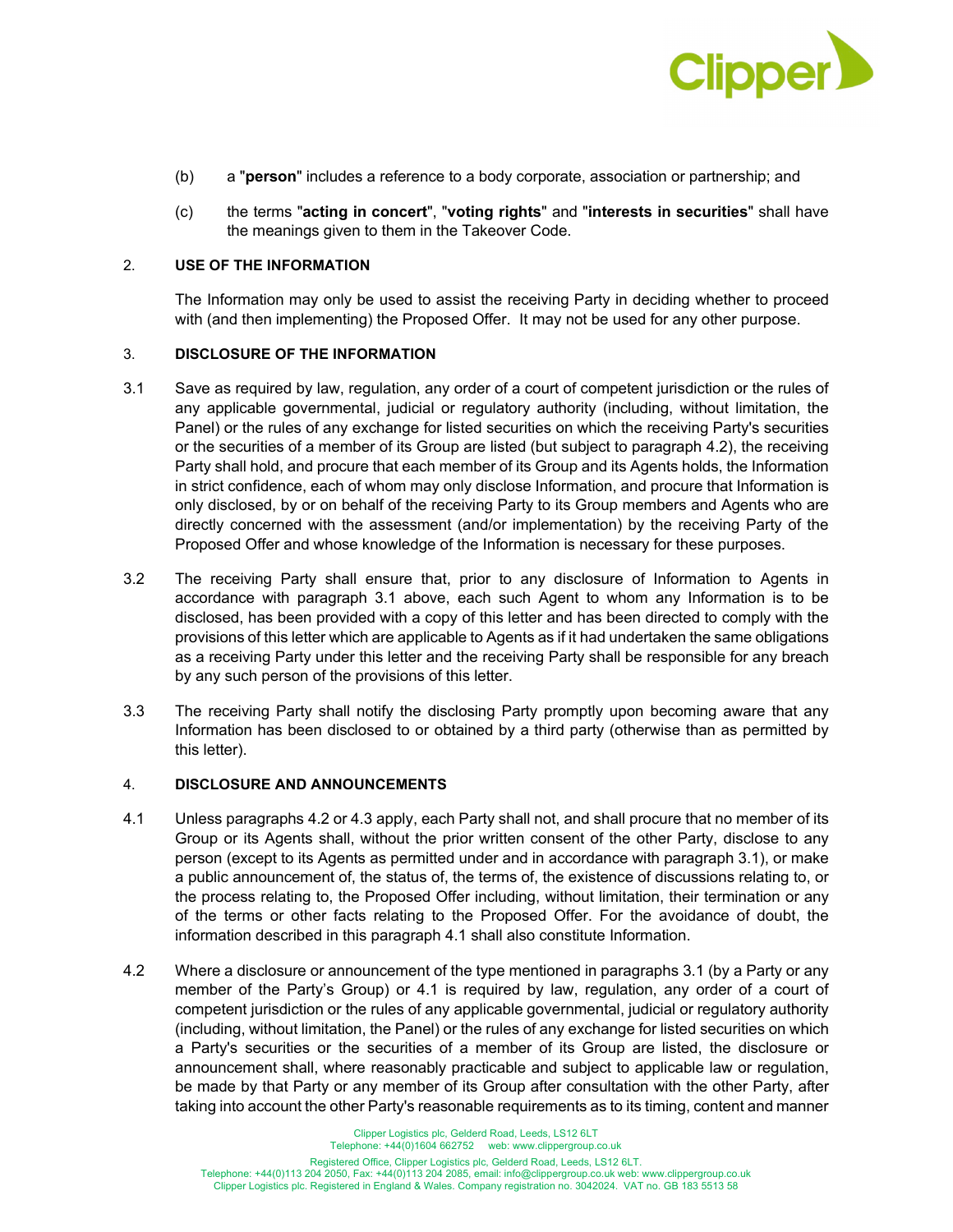(b) a "**person**" includes a reference to a body corporate, association or partnership; and

(c) the terms "**acting in concert**", "**voting rights**" and "**interests in securities**" shall have the meanings given to them in the Takeover Code.

## 2. USE OF THE INFORMATION

The Information may only be used to assist the receiving Party in deciding whether to proceed with (and then implementing) the Proposed Offer. It may not be used for any other purpose.

## 3. DISCLOSURE OF THE INFORMATION

3.1 Save as required by law, regulation, any order of a court of competent jurisdiction or the rules of any applicable governmental, judicial or regulatory authority (including, without limitation, the Panel) or the rules of any exchange for listed securities on which the receiving Party's securities or the securities of a member of its Group are listed (but subject to paragraph 4.2), the receiving Party shall hold, and procure that each member of its Group and its Agents holds, the Information in strict confidence, each of whom may only disclose Information, and procure that Information is only disclosed, by or on behalf of the receiving Party to its Group members and Agents who are directly concerned with the assessment (and/or implementation) by the receiving Party of the Proposed Offer and whose knowledge of the Information is necessary for these purposes.

3.2 The receiving Party shall ensure that, prior to any disclosure of Information to Agents in accordance with paragraph 3.1 above, each such Agent to whom any Information is to be disclosed, has been provided with a copy of this letter and has been directed to comply with the provisions of this letter which are applicable to Agents as if it had undertaken the same obligations as a receiving Party under this letter and the receiving Party shall be responsible for any breach by any such person of the provisions of this letter.

3.3 The receiving Party shall notify the disclosing Party promptly upon becoming aware that any Information has been disclosed to or obtained by a third party (otherwise than as permitted by this letter).

## 4. DISCLOSURE AND ANNOUNCEMENTS

4.1 Unless paragraphs 4.2 or 4.3 apply, each Party shall not, and shall procure that no member of its Group or its Agents shall, without the prior written consent of the other Party, disclose to any person (except to its Agents as permitted under and in accordance with paragraph 3.1), or make a public announcement of, the status of, the terms of, the existence of discussions relating to, or the process relating to, the Proposed Offer including, without limitation, their termination or any of the terms or other facts relating to the Proposed Offer. For the avoidance of doubt, the information described in this paragraph 4.1 shall also constitute Information.

4.2 Where a disclosure or announcement of the type mentioned in paragraphs 3.1 (by a Party or any member of the Party's Group) or 4.1 is required by law, regulation, any order of a court of competent jurisdiction or the rules of any applicable governmental, judicial or regulatory authority (including, without limitation, the Panel) or the rules of any exchange for listed securities on which a Party's securities or the securities of a member of its Group are listed, the disclosure or announcement shall, where reasonably practicable and subject to applicable law or regulation, be made by that Party or any member of its Group after consultation with the other Party, after taking into account the other Party's reasonable requirements as to its timing, content and manner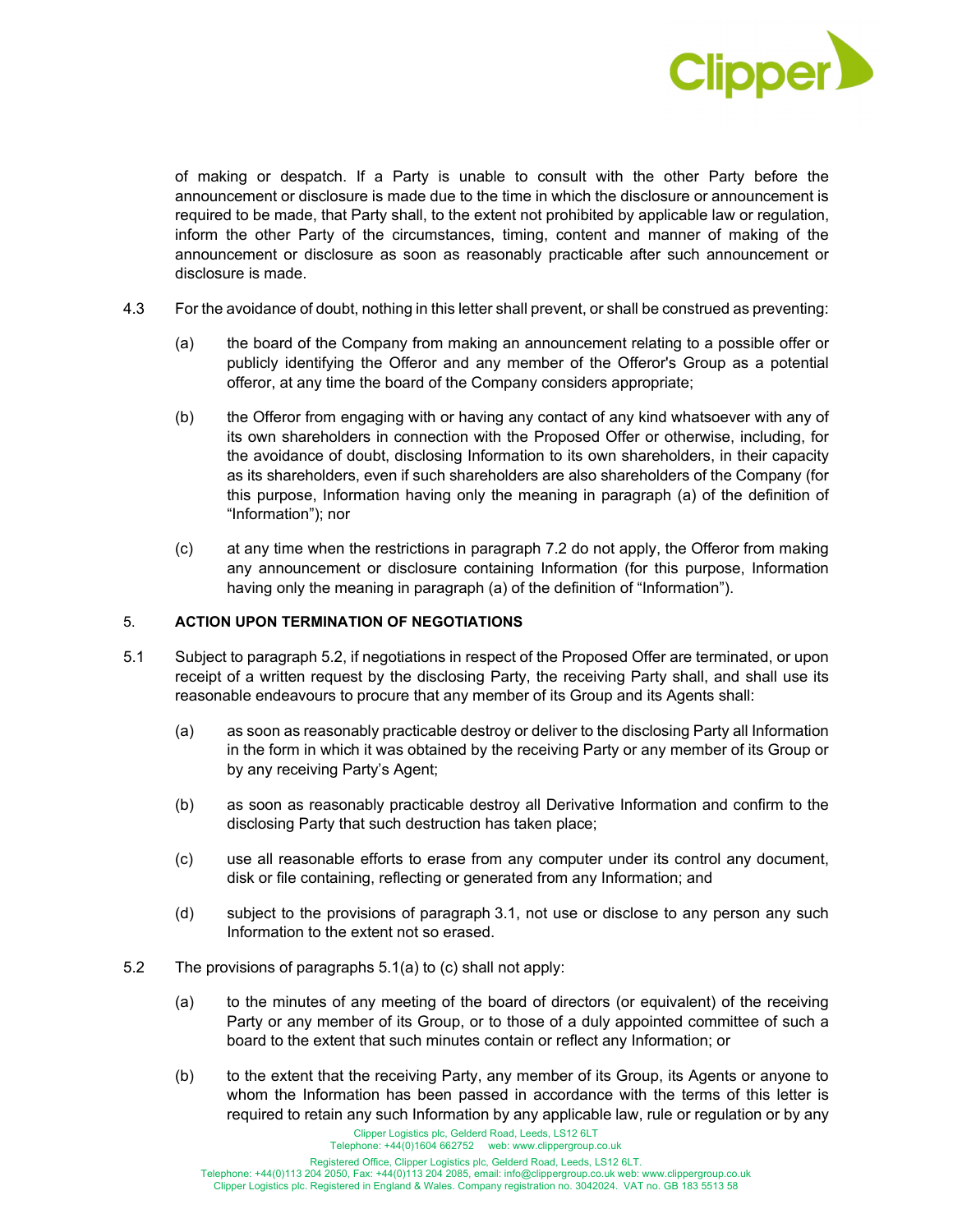of making or despatch. If a Party is unable to consult with the other Party before the announcement or disclosure is made due to the time in which the disclosure or announcement is required to be made, that Party shall, to the extent not prohibited by applicable law or regulation, inform the other Party of the circumstances, timing, content and manner of making of the announcement or disclosure as soon as reasonably practicable after such announcement or disclosure is made.

4.3 For the avoidance of doubt, nothing in this letter shall prevent, or shall be construed as preventing:

(a) the board of the Company from making an announcement relating to a possible offer or publicly identifying the Offeror and any member of the Offeror's Group as a potential offeror, at any time the board of the Company considers appropriate;

(b) the Offeror from engaging with or having any contact of any kind whatsoever with any of its own shareholders in connection with the Proposed Offer or otherwise, including, for the avoidance of doubt, disclosing Information to its own shareholders, in their capacity as its shareholders, even if such shareholders are also shareholders of the Company (for this purpose, Information having only the meaning in paragraph (a) of the definition of "Information"); nor

(c) at any time when the restrictions in paragraph 7.2 do not apply, the Offeror from making any announcement or disclosure containing Information (for this purpose, Information having only the meaning in paragraph (a) of the definition of "Information").

## 5. ACTION UPON TERMINATION OF NEGOTIATIONS

5.1 Subject to paragraph 5.2, if negotiations in respect of the Proposed Offer are terminated, or upon receipt of a written request by the disclosing Party, the receiving Party shall, and shall use its reasonable endeavours to procure that any member of its Group and its Agents shall:

(a) as soon as reasonably practicable destroy or deliver to the disclosing Party all Information in the form in which it was obtained by the receiving Party or any member of its Group or by any receiving Party's Agent;

(b) as soon as reasonably practicable destroy all Derivative Information and confirm to the disclosing Party that such destruction has taken place;

(c) use all reasonable efforts to erase from any computer under its control any document, disk or file containing, reflecting or generated from any Information; and

(d) subject to the provisions of paragraph 3.1, not use or disclose to any person any such Information to the extent not so erased.

5.2 The provisions of paragraphs 5.1(a) to (c) shall not apply:

(a) to the minutes of any meeting of the board of directors (or equivalent) of the receiving Party or any member of its Group, or to those of a duly appointed committee of such a board to the extent that such minutes contain or reflect any Information; or

(b) to the extent that the receiving Party, any member of its Group, its Agents or anyone to whom the Information has been passed in accordance with the terms of this letter is required to retain any such Information by any applicable law, rule or regulation or by any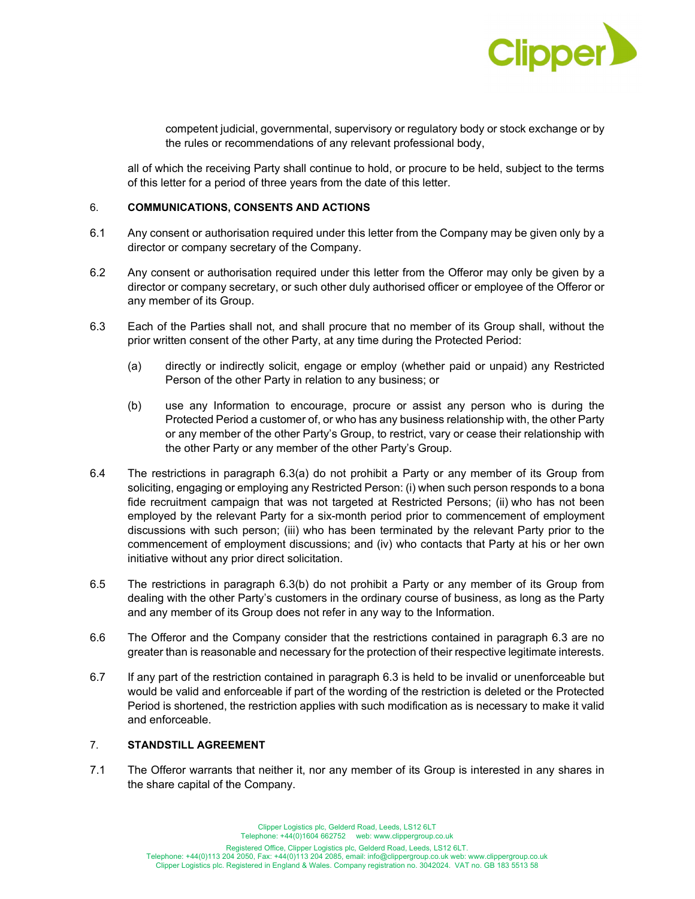competent judicial, governmental, supervisory or regulatory body or stock exchange or by the rules or recommendations of any relevant professional body,

all of which the receiving Party shall continue to hold, or procure to be held, subject to the terms of this letter for a period of three years from the date of this letter.

6. **COMMUNICATIONS, CONSENTS AND ACTIONS**

6.1 Any consent or authorisation required under this letter from the Company may be given only by a director or company secretary of the Company.

6.2 Any consent or authorisation required under this letter from the Offeror may only be given by a director or company secretary, or such other duly authorised officer or employee of the Offeror or any member of its Group.

6.3 Each of the Parties shall not, and shall procure that no member of its Group shall, without the prior written consent of the other Party, at any time during the Protected Period:

(a) directly or indirectly solicit, engage or employ (whether paid or unpaid) any Restricted Person of the other Party in relation to any business; or

(b) use any Information to encourage, procure or assist any person who is during the Protected Period a customer of, or who has any business relationship with, the other Party or any member of the other Party's Group, to restrict, vary or cease their relationship with the other Party or any member of the other Party's Group.

6.4 The restrictions in paragraph 6.3(a) do not prohibit a Party or any member of its Group from soliciting, engaging or employing any Restricted Person: (i) when such person responds to a bona fide recruitment campaign that was not targeted at Restricted Persons; (ii) who has not been employed by the relevant Party for a six-month period prior to commencement of employment discussions with such person; (iii) who has been terminated by the relevant Party prior to the commencement of employment discussions; and (iv) who contacts that Party at his or her own initiative without any prior direct solicitation.

6.5 The restrictions in paragraph 6.3(b) do not prohibit a Party or any member of its Group from dealing with the other Party's customers in the ordinary course of business, as long as the Party and any member of its Group does not refer in any way to the Information.

6.6 The Offeror and the Company consider that the restrictions contained in paragraph 6.3 are no greater than is reasonable and necessary for the protection of their respective legitimate interests.

6.7 If any part of the restriction contained in paragraph 6.3 is held to be invalid or unenforceable but would be valid and enforceable if part of the wording of the restriction is deleted or the Protected Period is shortened, the restriction applies with such modification as is necessary to make it valid and enforceable.

7. **STANDSTILL AGREEMENT**

7.1 The Offeror warrants that neither it, nor any member of its Group is interested in any shares in the share capital of the Company.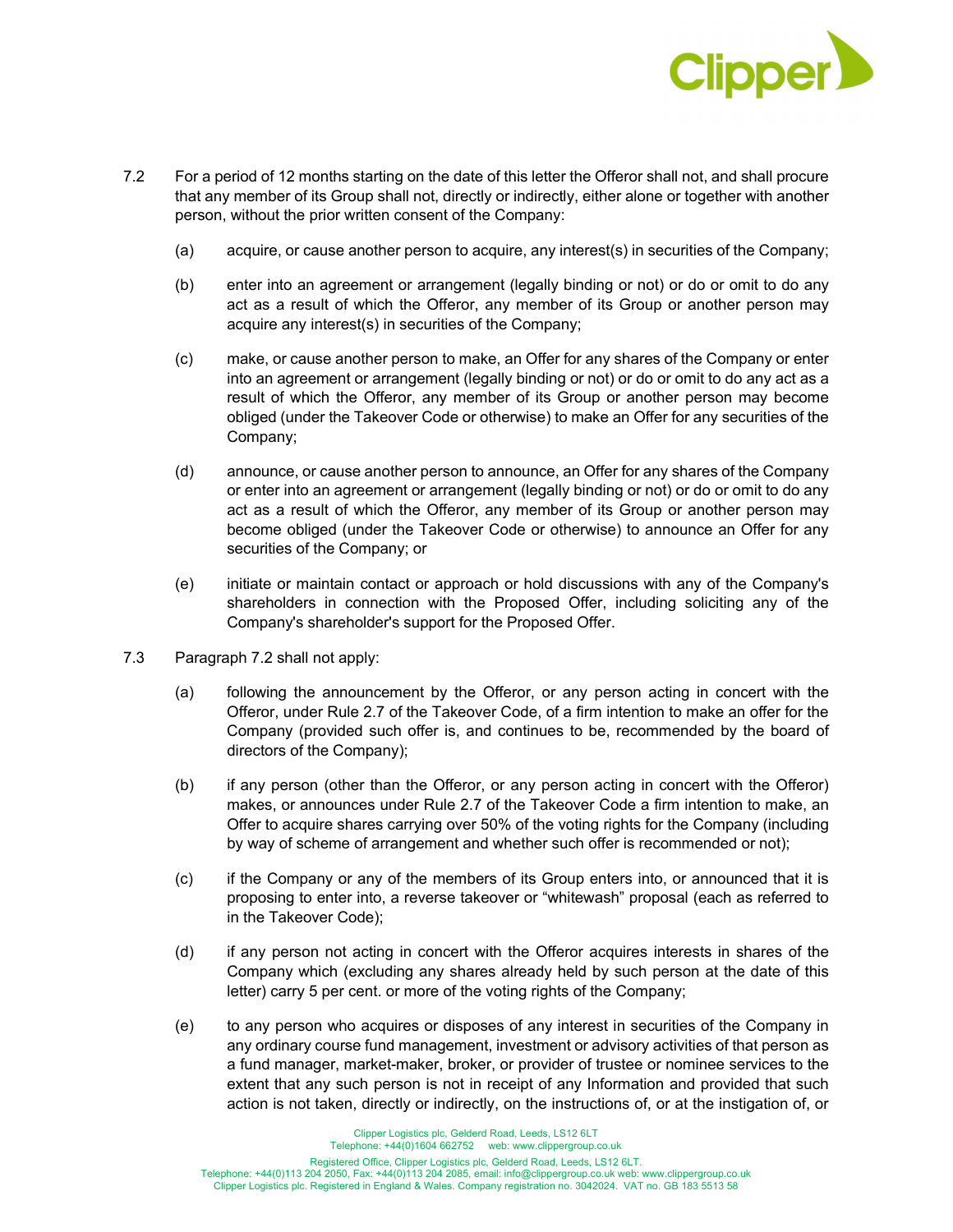7.2 For a period of 12 months starting on the date of this letter the Offeror shall not, and shall procure that any member of its Group shall not, directly or indirectly, either alone or together with another person, without the prior written consent of the Company:

(a) acquire, or cause another person to acquire, any interest(s) in securities of the Company;

(b) enter into an agreement or arrangement (legally binding or not) or do or omit to do any act as a result of which the Offeror, any member of its Group or another person may acquire any interest(s) in securities of the Company;

(c) make, or cause another person to make, an Offer for any shares of the Company or enter into an agreement or arrangement (legally binding or not) or do or omit to do any act as a result of which the Offeror, any member of its Group or another person may become obliged (under the Takeover Code or otherwise) to make an Offer for any securities of the Company;

(d) announce, or cause another person to announce, an Offer for any shares of the Company or enter into an agreement or arrangement (legally binding or not) or do or omit to do any act as a result of which the Offeror, any member of its Group or another person may become obliged (under the Takeover Code or otherwise) to announce an Offer for any securities of the Company; or

(e) initiate or maintain contact or approach or hold discussions with any of the Company's shareholders in connection with the Proposed Offer, including soliciting any of the Company's shareholder's support for the Proposed Offer.

7.3 Paragraph 7.2 shall not apply:

(a) following the announcement by the Offeror, or any person acting in concert with the Offeror, under Rule 2.7 of the Takeover Code, of a firm intention to make an offer for the Company (provided such offer is, and continues to be, recommended by the board of directors of the Company);

(b) if any person (other than the Offeror, or any person acting in concert with the Offeror) makes, or announces under Rule 2.7 of the Takeover Code a firm intention to make, an Offer to acquire shares carrying over 50% of the voting rights for the Company (including by way of scheme of arrangement and whether such offer is recommended or not);

(c) if the Company or any of the members of its Group enters into, or announced that it is proposing to enter into, a reverse takeover or "whitewash" proposal (each as referred to in the Takeover Code);

(d) if any person not acting in concert with the Offeror acquires interests in shares of the Company which (excluding any shares already held by such person at the date of this letter) carry 5 per cent. or more of the voting rights of the Company;

(e) to any person who acquires or disposes of any interest in securities of the Company in any ordinary course fund management, investment or advisory activities of that person as a fund manager, market-maker, broker, or provider of trustee or nominee services to the extent that any such person is not in receipt of any Information and provided that such action is not taken, directly or indirectly, on the instructions of, or at the instigation of, or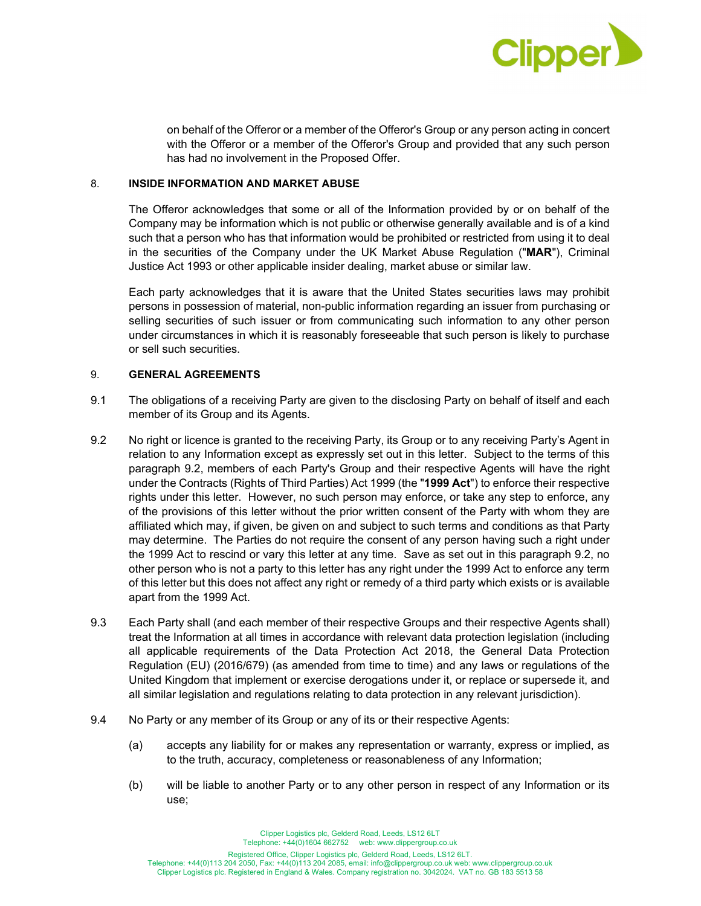on behalf of the Offeror or a member of the Offeror's Group or any person acting in concert with the Offeror or a member of the Offeror's Group and provided that any such person has had no involvement in the Proposed Offer.

8. **INSIDE INFORMATION AND MARKET ABUSE**

The Offeror acknowledges that some or all of the Information provided by or on behalf of the Company may be information which is not public or otherwise generally available and is of a kind such that a person who has that information would be prohibited or restricted from using it to deal in the securities of the Company under the UK Market Abuse Regulation ("**MAR**"), Criminal Justice Act 1993 or other applicable insider dealing, market abuse or similar law.

Each party acknowledges that it is aware that the United States securities laws may prohibit persons in possession of material, non-public information regarding an issuer from purchasing or selling securities of such issuer or from communicating such information to any other person under circumstances in which it is reasonably foreseeable that such person is likely to purchase or sell such securities.

9. **GENERAL AGREEMENTS**

9.1 The obligations of a receiving Party are given to the disclosing Party on behalf of itself and each member of its Group and its Agents.

9.2 No right or licence is granted to the receiving Party, its Group or to any receiving Party's Agent in relation to any Information except as expressly set out in this letter. Subject to the terms of this paragraph 9.2, members of each Party's Group and their respective Agents will have the right under the Contracts (Rights of Third Parties) Act 1999 (the "**1999 Act**") to enforce their respective rights under this letter. However, no such person may enforce, or take any step to enforce, any of the provisions of this letter without the prior written consent of the Party with whom they are affiliated which may, if given, be given on and subject to such terms and conditions as that Party may determine. The Parties do not require the consent of any person having such a right under the 1999 Act to rescind or vary this letter at any time. Save as set out in this paragraph 9.2, no other person who is not a party to this letter has any right under the 1999 Act to enforce any term of this letter but this does not affect any right or remedy of a third party which exists or is available apart from the 1999 Act.

9.3 Each Party shall (and each member of their respective Groups and their respective Agents shall) treat the Information at all times in accordance with relevant data protection legislation (including all applicable requirements of the Data Protection Act 2018, the General Data Protection Regulation (EU) (2016/679) (as amended from time to time) and any laws or regulations of the United Kingdom that implement or exercise derogations under it, or replace or supersede it, and all similar legislation and regulations relating to data protection in any relevant jurisdiction).

9.4 No Party or any member of its Group or any of its or their respective Agents:

(a) accepts any liability for or makes any representation or warranty, express or implied, as to the truth, accuracy, completeness or reasonableness of any Information;

(b) will be liable to another Party or to any other person in respect of any Information or its use;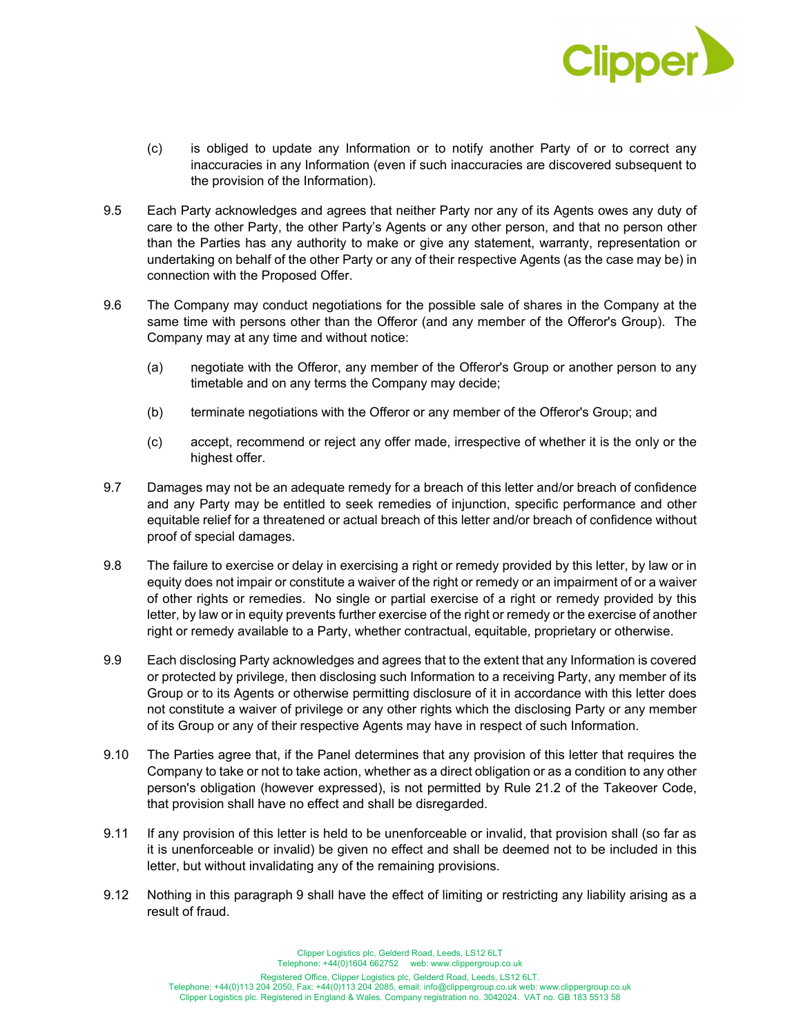(c) is obliged to update any Information or to notify another Party of or to correct any inaccuracies in any Information (even if such inaccuracies are discovered subsequent to the provision of the Information).

9.5 Each Party acknowledges and agrees that neither Party nor any of its Agents owes any duty of care to the other Party, the other Party's Agents or any other person, and that no person other than the Parties has any authority to make or give any statement, warranty, representation or undertaking on behalf of the other Party or any of their respective Agents (as the case may be) in connection with the Proposed Offer.

9.6 The Company may conduct negotiations for the possible sale of shares in the Company at the same time with persons other than the Offeror (and any member of the Offeror's Group). The Company may at any time and without notice:

(a) negotiate with the Offeror, any member of the Offeror's Group or another person to any timetable and on any terms the Company may decide;

(b) terminate negotiations with the Offeror or any member of the Offeror's Group; and

(c) accept, recommend or reject any offer made, irrespective of whether it is the only or the highest offer.

9.7 Damages may not be an adequate remedy for a breach of this letter and/or breach of confidence and any Party may be entitled to seek remedies of injunction, specific performance and other equitable relief for a threatened or actual breach of this letter and/or breach of confidence without proof of special damages.

9.8 The failure to exercise or delay in exercising a right or remedy provided by this letter, by law or in equity does not impair or constitute a waiver of the right or remedy or an impairment of or a waiver of other rights or remedies. No single or partial exercise of a right or remedy provided by this letter, by law or in equity prevents further exercise of the right or remedy or the exercise of another right or remedy available to a Party, whether contractual, equitable, proprietary or otherwise.

9.9 Each disclosing Party acknowledges and agrees that to the extent that any Information is covered or protected by privilege, then disclosing such Information to a receiving Party, any member of its Group or to its Agents or otherwise permitting disclosure of it in accordance with this letter does not constitute a waiver of privilege or any other rights which the disclosing Party or any member of its Group or any of their respective Agents may have in respect of such Information.

9.10 The Parties agree that, if the Panel determines that any provision of this letter that requires the Company to take or not to take action, whether as a direct obligation or as a condition to any other person's obligation (however expressed), is not permitted by Rule 21.2 of the Takeover Code, that provision shall have no effect and shall be disregarded.

9.11 If any provision of this letter is held to be unenforceable or invalid, that provision shall (so far as it is unenforceable or invalid) be given no effect and shall be deemed not to be included in this letter, but without invalidating any of the remaining provisions.

9.12 Nothing in this paragraph 9 shall have the effect of limiting or restricting any liability arising as a result of fraud.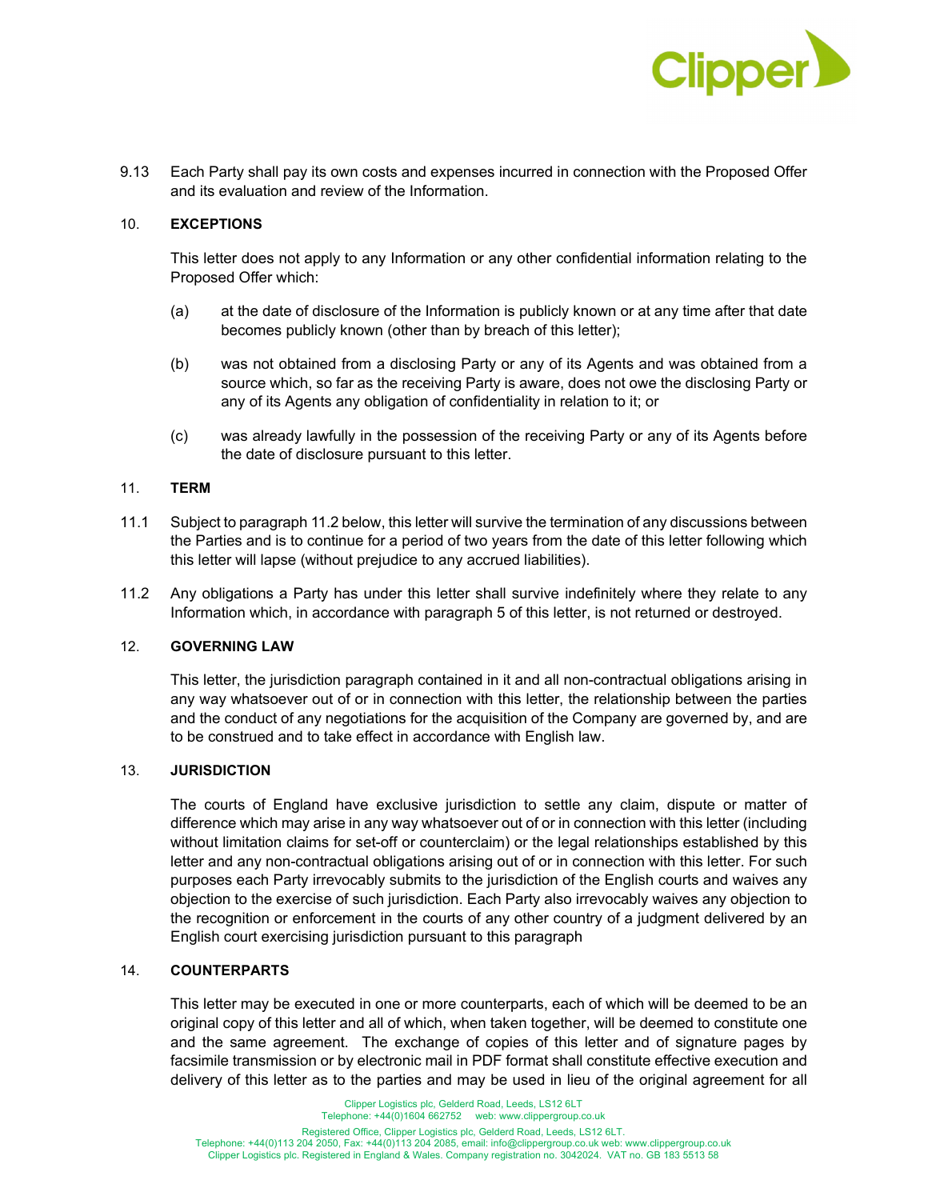9.13 Each Party shall pay its own costs and expenses incurred in connection with the Proposed Offer and its evaluation and review of the Information.

## 10. EXCEPTIONS

This letter does not apply to any Information or any other confidential information relating to the Proposed Offer which:

(a) at the date of disclosure of the Information is publicly known or at any time after that date becomes publicly known (other than by breach of this letter);

(b) was not obtained from a disclosing Party or any of its Agents and was obtained from a source which, so far as the receiving Party is aware, does not owe the disclosing Party or any of its Agents any obligation of confidentiality in relation to it; or

(c) was already lawfully in the possession of the receiving Party or any of its Agents before the date of disclosure pursuant to this letter.

## 11. TERM

11.1 Subject to paragraph 11.2 below, this letter will survive the termination of any discussions between the Parties and is to continue for a period of two years from the date of this letter following which this letter will lapse (without prejudice to any accrued liabilities).

11.2 Any obligations a Party has under this letter shall survive indefinitely where they relate to any Information which, in accordance with paragraph 5 of this letter, is not returned or destroyed.

## 12. GOVERNING LAW

This letter, the jurisdiction paragraph contained in it and all non-contractual obligations arising in any way whatsoever out of or in connection with this letter, the relationship between the parties and the conduct of any negotiations for the acquisition of the Company are governed by, and are to be construed and to take effect in accordance with English law.

## 13. JURISDICTION

The courts of England have exclusive jurisdiction to settle any claim, dispute or matter of difference which may arise in any way whatsoever out of or in connection with this letter (including without limitation claims for set-off or counterclaim) or the legal relationships established by this letter and any non-contractual obligations arising out of or in connection with this letter. For such purposes each Party irrevocably submits to the jurisdiction of the English courts and waives any objection to the exercise of such jurisdiction. Each Party also irrevocably waives any objection to the recognition or enforcement in the courts of any other country of a judgment delivered by an English court exercising jurisdiction pursuant to this paragraph

## 14. COUNTERPARTS

This letter may be executed in one or more counterparts, each of which will be deemed to be an original copy of this letter and all of which, when taken together, will be deemed to constitute one and the same agreement. The exchange of copies of this letter and of signature pages by facsimile transmission or by electronic mail in PDF format shall constitute effective execution and delivery of this letter as to the parties and may be used in lieu of the original agreement for all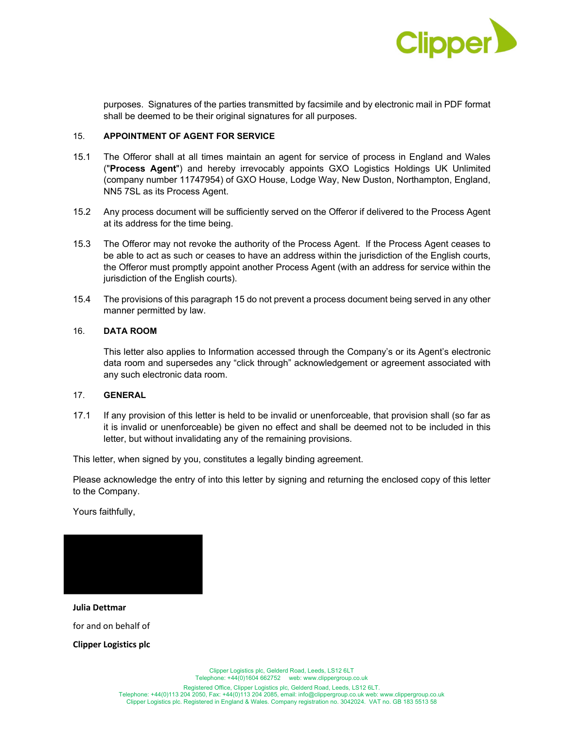purposes. Signatures of the parties transmitted by facsimile and by electronic mail in PDF format shall be deemed to be their original signatures for all purposes.

15. **APPOINTMENT OF AGENT FOR SERVICE**

15.1 The Offeror shall at all times maintain an agent for service of process in England and Wales ("**Process Agent**") and hereby irrevocably appoints GXO Logistics Holdings UK Unlimited (company number 11747954) of GXO House, Lodge Way, New Duston, Northampton, England, NN5 7SL as its Process Agent.

15.2 Any process document will be sufficiently served on the Offeror if delivered to the Process Agent at its address for the time being.

15.3 The Offeror may not revoke the authority of the Process Agent. If the Process Agent ceases to be able to act as such or ceases to have an address within the jurisdiction of the English courts, the Offeror must promptly appoint another Process Agent (with an address for service within the jurisdiction of the English courts).

15.4 The provisions of this paragraph 15 do not prevent a process document being served in any other manner permitted by law.

16. **DATA ROOM**

This letter also applies to Information accessed through the Company's or its Agent's electronic data room and supersedes any "click through" acknowledgement or agreement associated with any such electronic data room.

17. **GENERAL**

17.1 If any provision of this letter is held to be invalid or unenforceable, that provision shall (so far as it is invalid or unenforceable) be given no effect and shall be deemed not to be included in this letter, but without invalidating any of the remaining provisions.

This letter, when signed by you, constitutes a legally binding agreement.

Please acknowledge the entry of into this letter by signing and returning the enclosed copy of this letter to the Company.

Yours faithfully,

**Julia Dettmar**

for and on behalf of

**Clipper Logistics plc**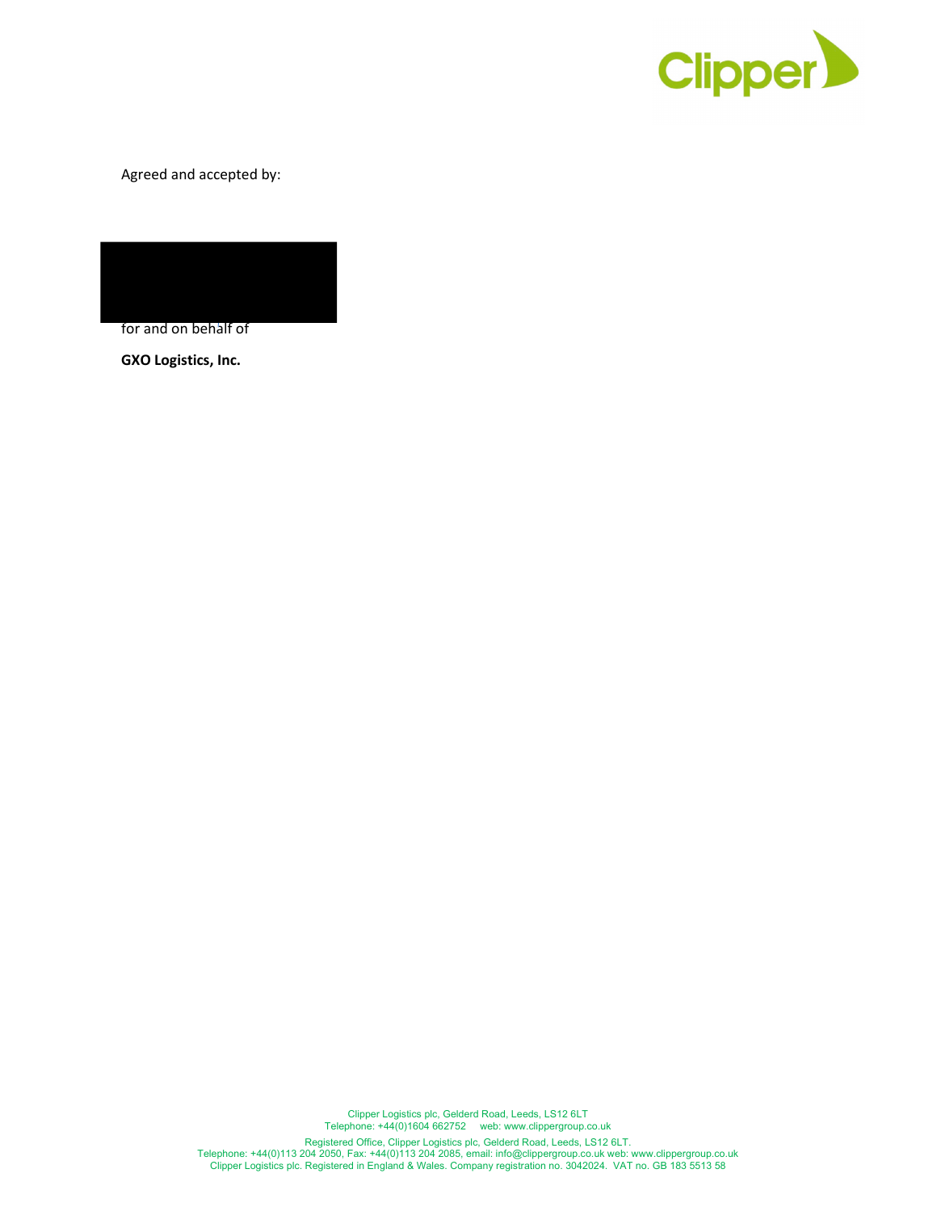Agreed and accepted by:

for and on behalf of

**GXO Logistics, Inc.**